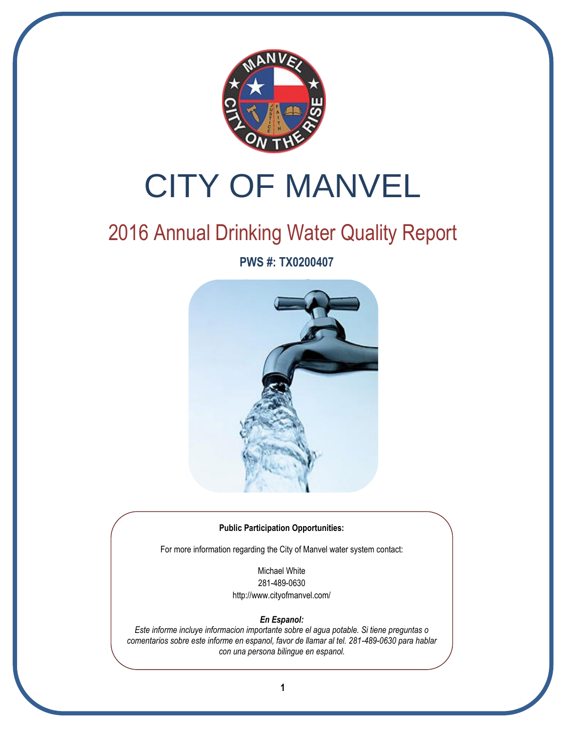# CITY OF MANVEL

## 2016 Annual Drinking Water Quality Report

**PWS #: TX0200407**

**Public Participation Opportunities:**

For more information regarding the City of Manvel water system contact:

Michael White
281-489-0630
http://www.cityofmanvel.com/

***En Espanol:***
*Este informe incluye informacion importante sobre el agua potable. Si tiene preguntas o comentarios sobre este informe en espanol, favor de llamar al tel. 281-489-0630 para hablar con una persona bilingue en espanol.*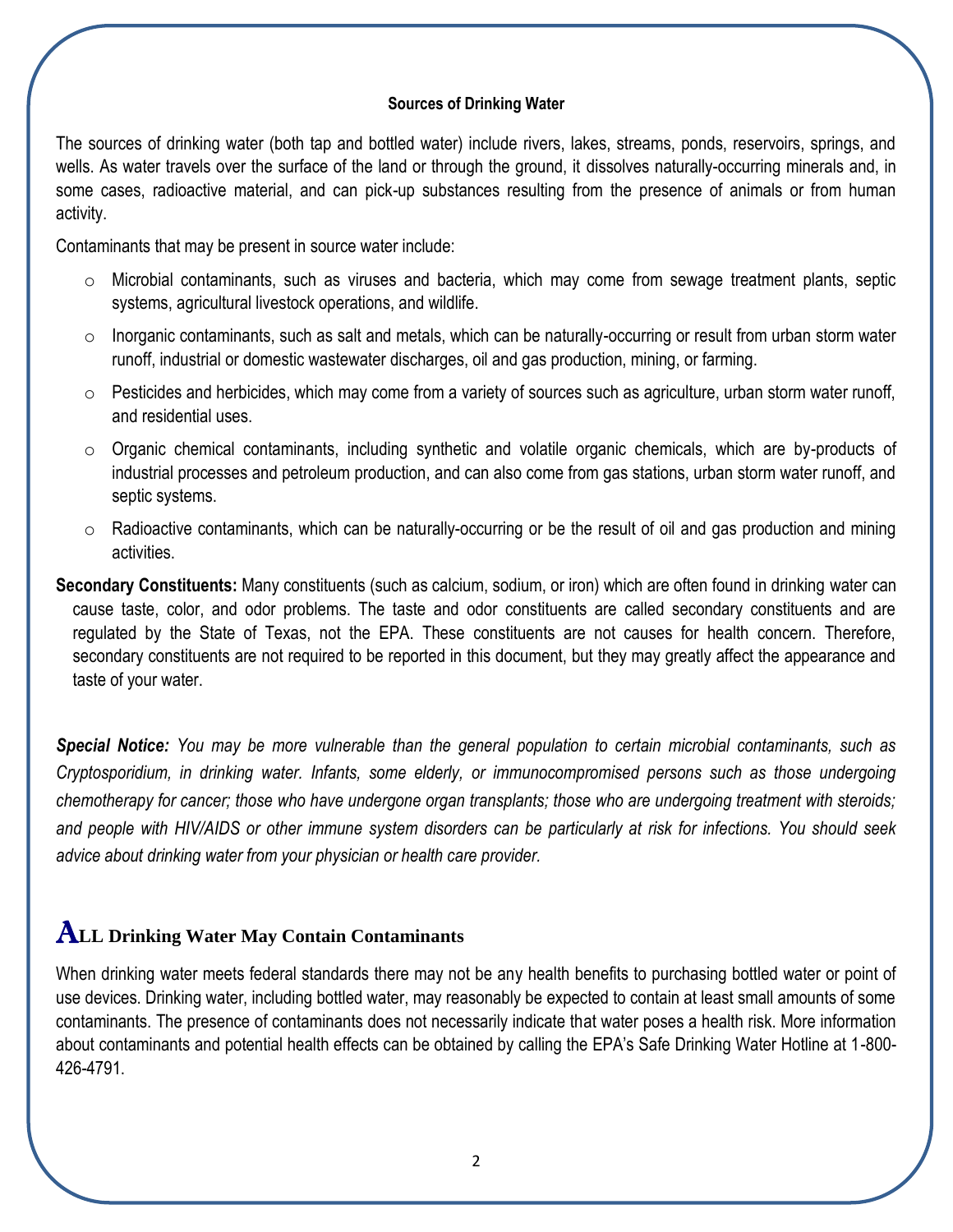## Sources of Drinking Water

The sources of drinking water (both tap and bottled water) include rivers, lakes, streams, ponds, reservoirs, springs, and wells. As water travels over the surface of the land or through the ground, it dissolves naturally-occurring minerals and, in some cases, radioactive material, and can pick-up substances resulting from the presence of animals or from human activity.

Contaminants that may be present in source water include:

- Microbial contaminants, such as viruses and bacteria, which may come from sewage treatment plants, septic systems, agricultural livestock operations, and wildlife.
- Inorganic contaminants, such as salt and metals, which can be naturally-occurring or result from urban storm water runoff, industrial or domestic wastewater discharges, oil and gas production, mining, or farming.
- Pesticides and herbicides, which may come from a variety of sources such as agriculture, urban storm water runoff, and residential uses.
- Organic chemical contaminants, including synthetic and volatile organic chemicals, which are by-products of industrial processes and petroleum production, and can also come from gas stations, urban storm water runoff, and septic systems.
- Radioactive contaminants, which can be naturally-occurring or be the result of oil and gas production and mining activities.

**Secondary Constituents:** Many constituents (such as calcium, sodium, or iron) which are often found in drinking water can cause taste, color, and odor problems. The taste and odor constituents are called secondary constituents and are regulated by the State of Texas, not the EPA. These constituents are not causes for health concern. Therefore, secondary constituents are not required to be reported in this document, but they may greatly affect the appearance and taste of your water.

***Special Notice:*** *You may be more vulnerable than the general population to certain microbial contaminants, such as Cryptosporidium, in drinking water. Infants, some elderly, or immunocompromised persons such as those undergoing chemotherapy for cancer; those who have undergone organ transplants; those who are undergoing treatment with steroids; and people with HIV/AIDS or other immune system disorders can be particularly at risk for infections. You should seek advice about drinking water from your physician or health care provider.*

## ALL Drinking Water May Contain Contaminants

When drinking water meets federal standards there may not be any health benefits to purchasing bottled water or point of use devices. Drinking water, including bottled water, may reasonably be expected to contain at least small amounts of some contaminants. The presence of contaminants does not necessarily indicate that water poses a health risk. More information about contaminants and potential health effects can be obtained by calling the EPA's Safe Drinking Water Hotline at 1-800-426-4791.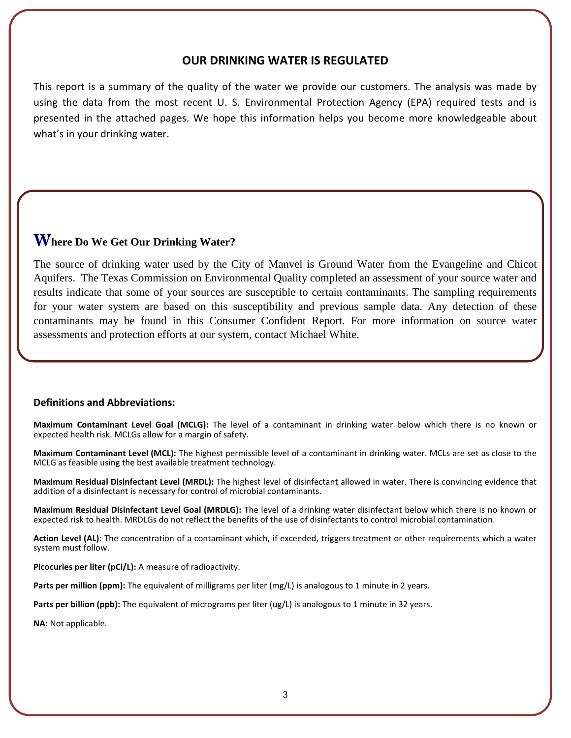## OUR DRINKING WATER IS REGULATED

This report is a summary of the quality of the water we provide our customers. The analysis was made by using the data from the most recent U. S. Environmental Protection Agency (EPA) required tests and is presented in the attached pages. We hope this information helps you become more knowledgeable about what's in your drinking water.

## Where Do We Get Our Drinking Water?

The source of drinking water used by the City of Manvel is Ground Water from the Evangeline and Chicot Aquifers. The Texas Commission on Environmental Quality completed an assessment of your source water and results indicate that some of your sources are susceptible to certain contaminants. The sampling requirements for your water system are based on this susceptibility and previous sample data. Any detection of these contaminants may be found in this Consumer Confident Report. For more information on source water assessments and protection efforts at our system, contact Michael White.

### Definitions and Abbreviations:

**Maximum Contaminant Level Goal (MCLG):** The level of a contaminant in drinking water below which there is no known or expected health risk. MCLGs allow for a margin of safety.

**Maximum Contaminant Level (MCL):** The highest permissible level of a contaminant in drinking water. MCLs are set as close to the MCLG as feasible using the best available treatment technology.

**Maximum Residual Disinfectant Level (MRDL):** The highest level of disinfectant allowed in water. There is convincing evidence that addition of a disinfectant is necessary for control of microbial contaminants.

**Maximum Residual Disinfectant Level Goal (MRDLG):** The level of a drinking water disinfectant below which there is no known or expected risk to health. MRDLGs do not reflect the benefits of the use of disinfectants to control microbial contamination.

**Action Level (AL):** The concentration of a contaminant which, if exceeded, triggers treatment or other requirements which a water system must follow.

**Picocuries per liter (pCi/L):** A measure of radioactivity.

**Parts per million (ppm):** The equivalent of milligrams per liter (mg/L) is analogous to 1 minute in 2 years.

**Parts per billion (ppb):** The equivalent of micrograms per liter (ug/L) is analogous to 1 minute in 32 years.

**NA:** Not applicable.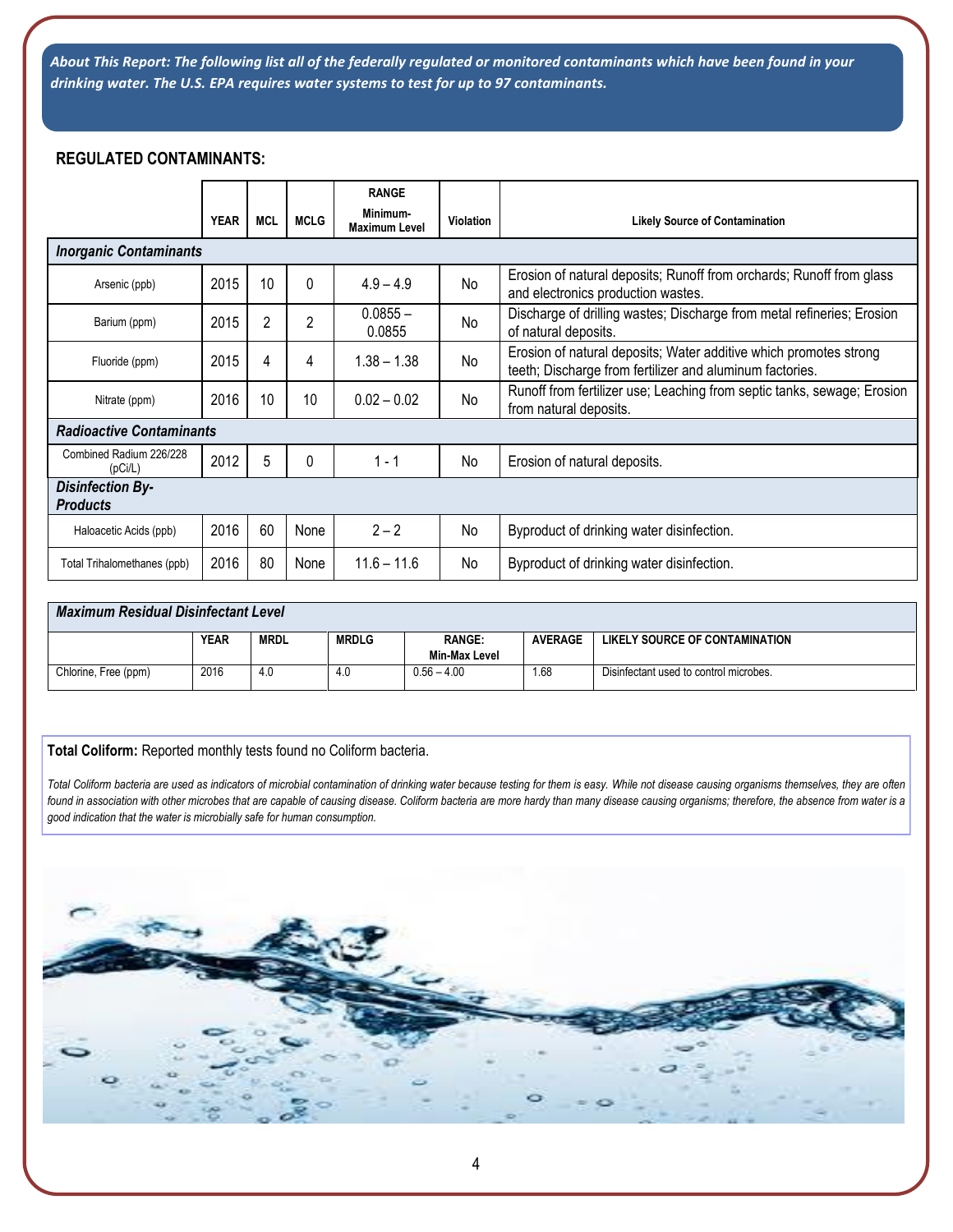*About This Report: The following list all of the federally regulated or monitored contaminants which have been found in your drinking water. The U.S. EPA requires water systems to test for up to 97 contaminants.*

## REGULATED CONTAMINANTS:

| | YEAR | MCL | MCLG | RANGE Minimum-Maximum Level | Violation | Likely Source of Contamination |
|---|---|---|---|---|---|---|
| ***Inorganic Contaminants*** | | | | | | |
| Arsenic (ppb) | 2015 | 10 | 0 | 4.9 – 4.9 | No | Erosion of natural deposits; Runoff from orchards; Runoff from glass and electronics production wastes. |
| Barium (ppm) | 2015 | 2 | 2 | 0.0855 – 0.0855 | No | Discharge of drilling wastes; Discharge from metal refineries; Erosion of natural deposits. |
| Fluoride (ppm) | 2015 | 4 | 4 | 1.38 – 1.38 | No | Erosion of natural deposits; Water additive which promotes strong teeth; Discharge from fertilizer and aluminum factories. |
| Nitrate (ppm) | 2016 | 10 | 10 | 0.02 – 0.02 | No | Runoff from fertilizer use; Leaching from septic tanks, sewage; Erosion from natural deposits. |
| ***Radioactive Contaminants*** | | | | | | |
| Combined Radium 226/228 (pCi/L) | 2012 | 5 | 0 | 1 - 1 | No | Erosion of natural deposits. |
| ***Disinfection By-Products*** | | | | | | |
| Haloacetic Acids (ppb) | 2016 | 60 | None | 2 – 2 | No | Byproduct of drinking water disinfection. |
| Total Trihalomethanes (ppb) | 2016 | 80 | None | 11.6 – 11.6 | No | Byproduct of drinking water disinfection. |

***Maximum Residual Disinfectant Level***

| | YEAR | MRDL | MRDLG | RANGE: Min-Max Level | AVERAGE | LIKELY SOURCE OF CONTAMINATION |
|---|---|---|---|---|---|---|
| Chlorine, Free (ppm) | 2016 | 4.0 | 4.0 | 0.56 – 4.00 | 1.68 | Disinfectant used to control microbes. |

**Total Coliform:** Reported monthly tests found no Coliform bacteria.

*Total Coliform bacteria are used as indicators of microbial contamination of drinking water because testing for them is easy. While not disease causing organisms themselves, they are often found in association with other microbes that are capable of causing disease. Coliform bacteria are more hardy than many disease causing organisms; therefore, the absence from water is a good indication that the water is microbially safe for human consumption.*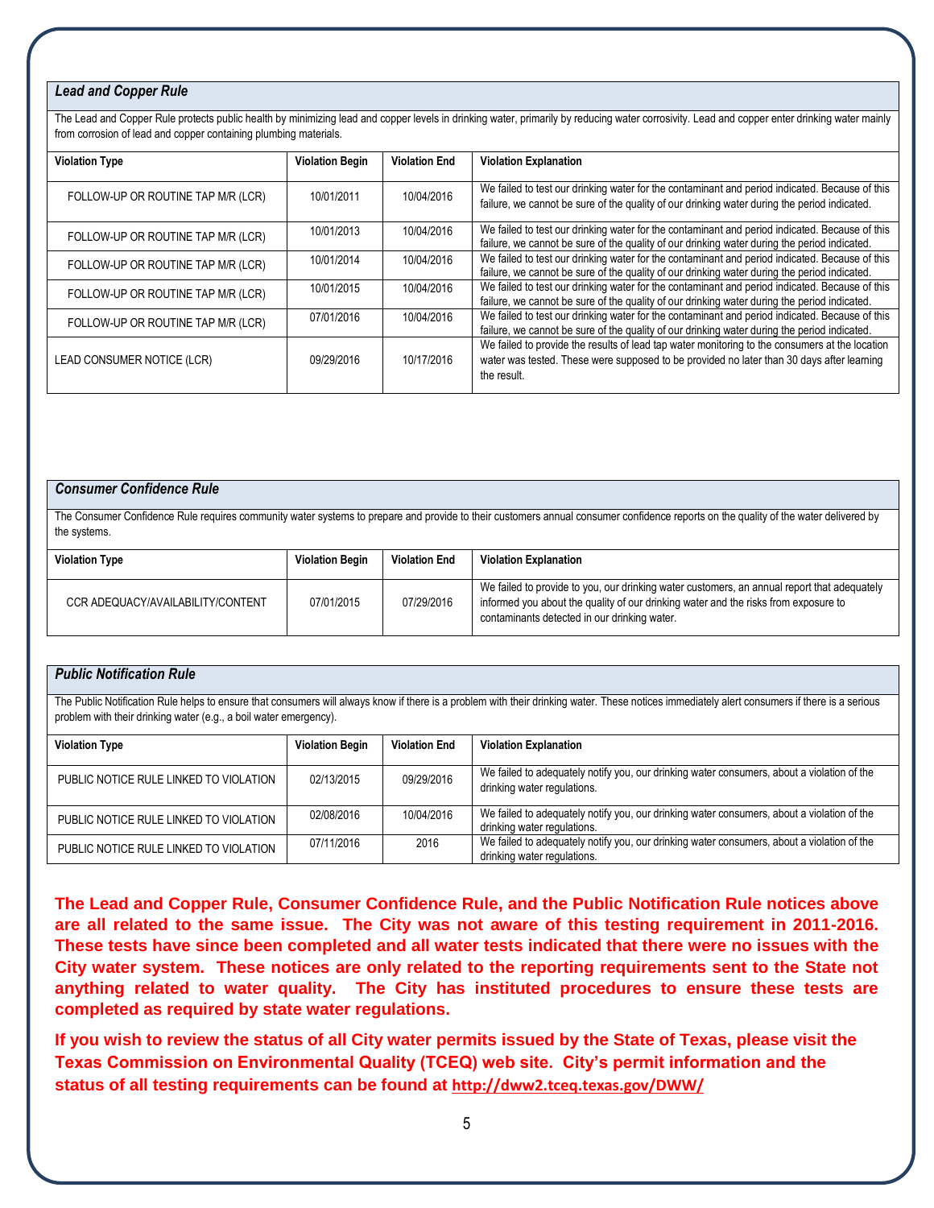### *Lead and Copper Rule*

The Lead and Copper Rule protects public health by minimizing lead and copper levels in drinking water, primarily by reducing water corrosivity. Lead and copper enter drinking water mainly from corrosion of lead and copper containing plumbing materials.

| Violation Type | Violation Begin | Violation End | Violation Explanation |
|---|---|---|---|
| FOLLOW-UP OR ROUTINE TAP M/R (LCR) | 10/01/2011 | 10/04/2016 | We failed to test our drinking water for the contaminant and period indicated. Because of this failure, we cannot be sure of the quality of our drinking water during the period indicated. |
| FOLLOW-UP OR ROUTINE TAP M/R (LCR) | 10/01/2013 | 10/04/2016 | We failed to test our drinking water for the contaminant and period indicated. Because of this failure, we cannot be sure of the quality of our drinking water during the period indicated. |
| FOLLOW-UP OR ROUTINE TAP M/R (LCR) | 10/01/2014 | 10/04/2016 | We failed to test our drinking water for the contaminant and period indicated. Because of this failure, we cannot be sure of the quality of our drinking water during the period indicated. |
| FOLLOW-UP OR ROUTINE TAP M/R (LCR) | 10/01/2015 | 10/04/2016 | We failed to test our drinking water for the contaminant and period indicated. Because of this failure, we cannot be sure of the quality of our drinking water during the period indicated. |
| FOLLOW-UP OR ROUTINE TAP M/R (LCR) | 07/01/2016 | 10/04/2016 | We failed to test our drinking water for the contaminant and period indicated. Because of this failure, we cannot be sure of the quality of our drinking water during the period indicated. |
| LEAD CONSUMER NOTICE (LCR) | 09/29/2016 | 10/17/2016 | We failed to provide the results of lead tap water monitoring to the consumers at the location water was tested. These were supposed to be provided no later than 30 days after learning the result. |

### *Consumer Confidence Rule*

The Consumer Confidence Rule requires community water systems to prepare and provide to their customers annual consumer confidence reports on the quality of the water delivered by the systems.

| Violation Type | Violation Begin | Violation End | Violation Explanation |
|---|---|---|---|
| CCR ADEQUACY/AVAILABILITY/CONTENT | 07/01/2015 | 07/29/2016 | We failed to provide to you, our drinking water customers, an annual report that adequately informed you about the quality of our drinking water and the risks from exposure to contaminants detected in our drinking water. |

### *Public Notification Rule*

The Public Notification Rule helps to ensure that consumers will always know if there is a problem with their drinking water. These notices immediately alert consumers if there is a serious problem with their drinking water (e.g., a boil water emergency).

| Violation Type | Violation Begin | Violation End | Violation Explanation |
|---|---|---|---|
| PUBLIC NOTICE RULE LINKED TO VIOLATION | 02/13/2015 | 09/29/2016 | We failed to adequately notify you, our drinking water consumers, about a violation of the drinking water regulations. |
| PUBLIC NOTICE RULE LINKED TO VIOLATION | 02/08/2016 | 10/04/2016 | We failed to adequately notify you, our drinking water consumers, about a violation of the drinking water regulations. |
| PUBLIC NOTICE RULE LINKED TO VIOLATION | 07/11/2016 | 2016 | We failed to adequately notify you, our drinking water consumers, about a violation of the drinking water regulations. |

**The Lead and Copper Rule, Consumer Confidence Rule, and the Public Notification Rule notices above are all related to the same issue. The City was not aware of this testing requirement in 2011-2016. These tests have since been completed and all water tests indicated that there were no issues with the City water system. These notices are only related to the reporting requirements sent to the State not anything related to water quality. The City has instituted procedures to ensure these tests are completed as required by state water regulations.**

**If you wish to review the status of all City water permits issued by the State of Texas, please visit the Texas Commission on Environmental Quality (TCEQ) web site. City's permit information and the status of all testing requirements can be found at http://dww2.tceq.texas.gov/DWW/**